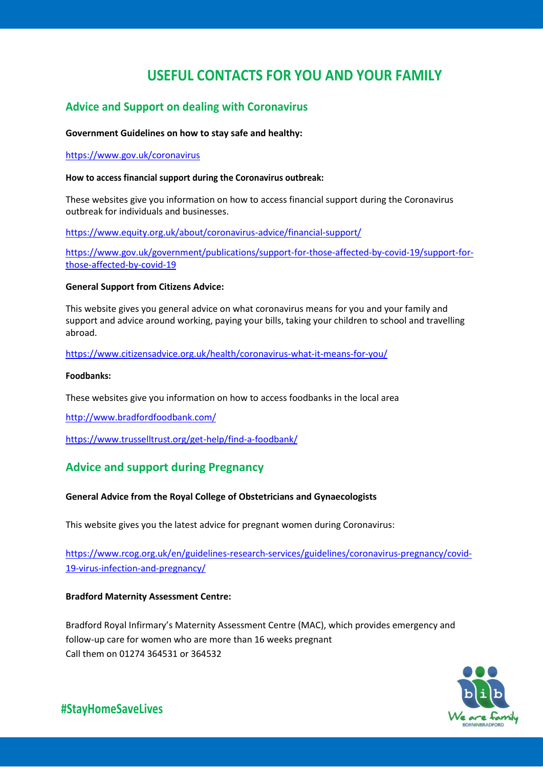# USEFUL CONTACTS FOR YOU AND YOUR FAMILY

## Advice and Support on dealing with Coronavirus

**Government Guidelines on how to stay safe and healthy:**

https://www.gov.uk/coronavirus

**How to access financial support during the Coronavirus outbreak:**

These websites give you information on how to access financial support during the Coronavirus outbreak for individuals and businesses.

https://www.equity.org.uk/about/coronavirus-advice/financial-support/

https://www.gov.uk/government/publications/support-for-those-affected-by-covid-19/support-for-those-affected-by-covid-19

**General Support from Citizens Advice:**

This website gives you general advice on what coronavirus means for you and your family and support and advice around working, paying your bills, taking your children to school and travelling abroad.

https://www.citizensadvice.org.uk/health/coronavirus-what-it-means-for-you/

**Foodbanks:**

These websites give you information on how to access foodbanks in the local area

http://www.bradfordfoodbank.com/

https://www.trusselltrust.org/get-help/find-a-foodbank/

## Advice and support during Pregnancy

**General Advice from the Royal College of Obstetricians and Gynaecologists**

This website gives you the latest advice for pregnant women during Coronavirus:

https://www.rcog.org.uk/en/guidelines-research-services/guidelines/coronavirus-pregnancy/covid-19-virus-infection-and-pregnancy/

**Bradford Maternity Assessment Centre:**

Bradford Royal Infirmary's Maternity Assessment Centre (MAC), which provides emergency and follow-up care for women who are more than 16 weeks pregnant
Call them on 01274 364531 or 364532

#StayHomeSaveLives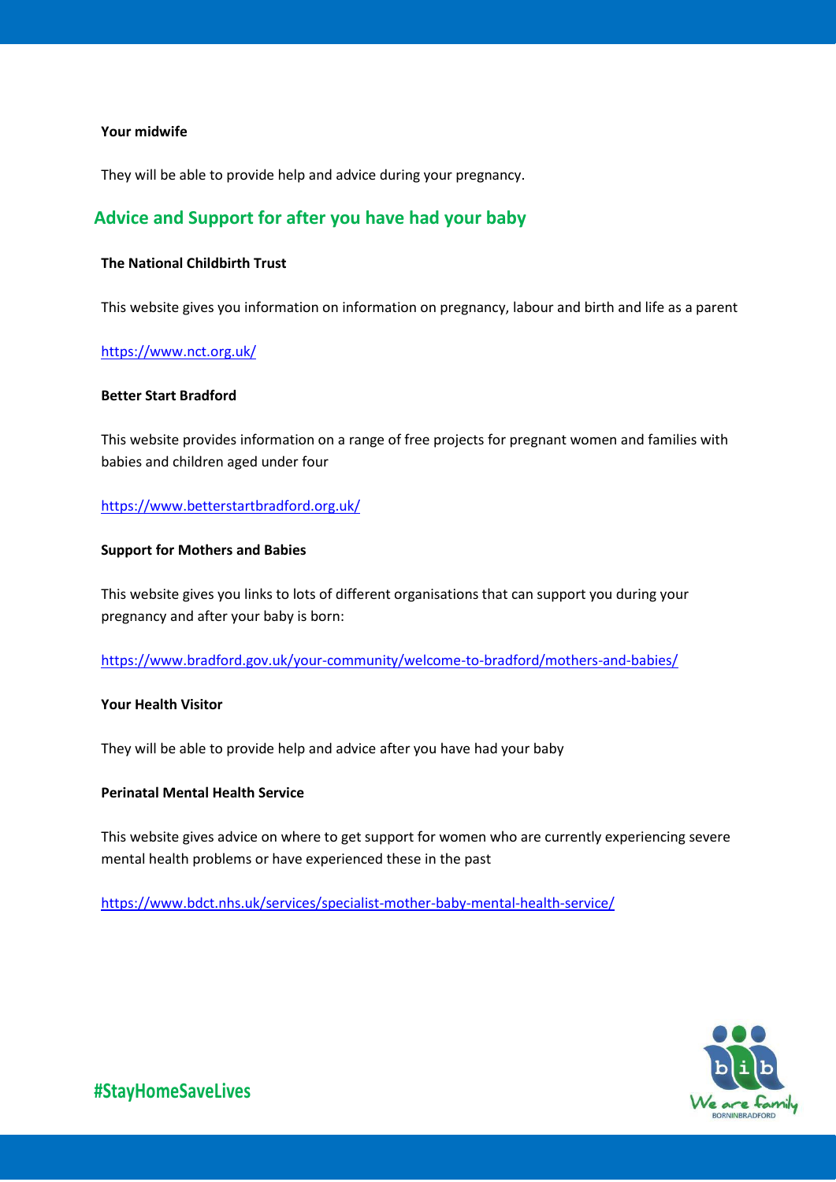**Your midwife**

They will be able to provide help and advice during your pregnancy.

## Advice and Support for after you have had your baby

**The National Childbirth Trust**

This website gives you information on information on pregnancy, labour and birth and life as a parent

https://www.nct.org.uk/

**Better Start Bradford**

This website provides information on a range of free projects for pregnant women and families with babies and children aged under four

https://www.betterstartbradford.org.uk/

**Support for Mothers and Babies**

This website gives you links to lots of different organisations that can support you during your pregnancy and after your baby is born:

https://www.bradford.gov.uk/your-community/welcome-to-bradford/mothers-and-babies/

**Your Health Visitor**

They will be able to provide help and advice after you have had your baby

**Perinatal Mental Health Service**

This website gives advice on where to get support for women who are currently experiencing severe mental health problems or have experienced these in the past

https://www.bdct.nhs.uk/services/specialist-mother-baby-mental-health-service/

#StayHomeSaveLives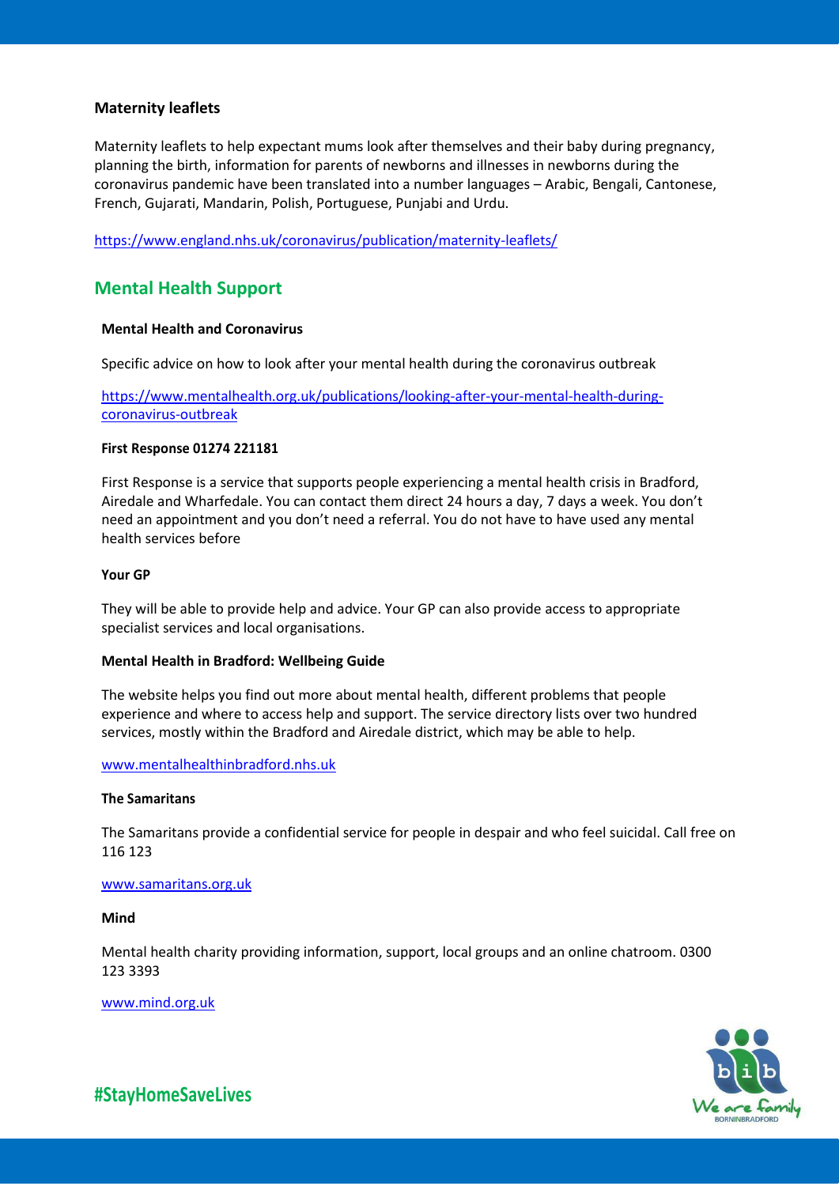### Maternity leaflets

Maternity leaflets to help expectant mums look after themselves and their baby during pregnancy, planning the birth, information for parents of newborns and illnesses in newborns during the coronavirus pandemic have been translated into a number languages – Arabic, Bengali, Cantonese, French, Gujarati, Mandarin, Polish, Portuguese, Punjabi and Urdu.

https://www.england.nhs.uk/coronavirus/publication/maternity-leaflets/

## Mental Health Support

### Mental Health and Coronavirus

Specific advice on how to look after your mental health during the coronavirus outbreak

https://www.mentalhealth.org.uk/publications/looking-after-your-mental-health-during-coronavirus-outbreak

### First Response 01274 221181

First Response is a service that supports people experiencing a mental health crisis in Bradford, Airedale and Wharfedale. You can contact them direct 24 hours a day, 7 days a week. You don't need an appointment and you don't need a referral. You do not have to have used any mental health services before

### Your GP

They will be able to provide help and advice. Your GP can also provide access to appropriate specialist services and local organisations.

### Mental Health in Bradford: Wellbeing Guide

The website helps you find out more about mental health, different problems that people experience and where to access help and support. The service directory lists over two hundred services, mostly within the Bradford and Airedale district, which may be able to help.

www.mentalhealthinbradford.nhs.uk

### The Samaritans

The Samaritans provide a confidential service for people in despair and who feel suicidal. Call free on 116 123

www.samaritans.org.uk

### Mind

Mental health charity providing information, support, local groups and an online chatroom. 0300 123 3393

www.mind.org.uk

#StayHomeSaveLives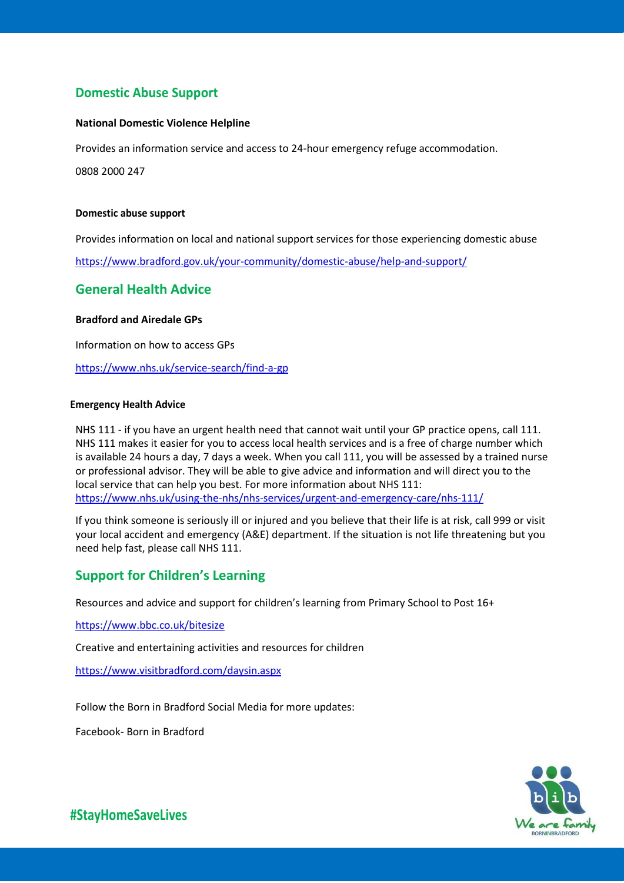## Domestic Abuse Support

**National Domestic Violence Helpline**

Provides an information service and access to 24-hour emergency refuge accommodation.

0808 2000 247

**Domestic abuse support**

Provides information on local and national support services for those experiencing domestic abuse

https://www.bradford.gov.uk/your-community/domestic-abuse/help-and-support/

## General Health Advice

**Bradford and Airedale GPs**

Information on how to access GPs

https://www.nhs.uk/service-search/find-a-gp

**Emergency Health Advice**

NHS 111 - if you have an urgent health need that cannot wait until your GP practice opens, call 111. NHS 111 makes it easier for you to access local health services and is a free of charge number which is available 24 hours a day, 7 days a week. When you call 111, you will be assessed by a trained nurse or professional advisor. They will be able to give advice and information and will direct you to the local service that can help you best. For more information about NHS 111: https://www.nhs.uk/using-the-nhs/nhs-services/urgent-and-emergency-care/nhs-111/

If you think someone is seriously ill or injured and you believe that their life is at risk, call 999 or visit your local accident and emergency (A&E) department. If the situation is not life threatening but you need help fast, please call NHS 111.

## Support for Children's Learning

Resources and advice and support for children's learning from Primary School to Post 16+

https://www.bbc.co.uk/bitesize

Creative and entertaining activities and resources for children

https://www.visitbradford.com/daysin.aspx

Follow the Born in Bradford Social Media for more updates:

Facebook- Born in Bradford

#StayHomeSaveLives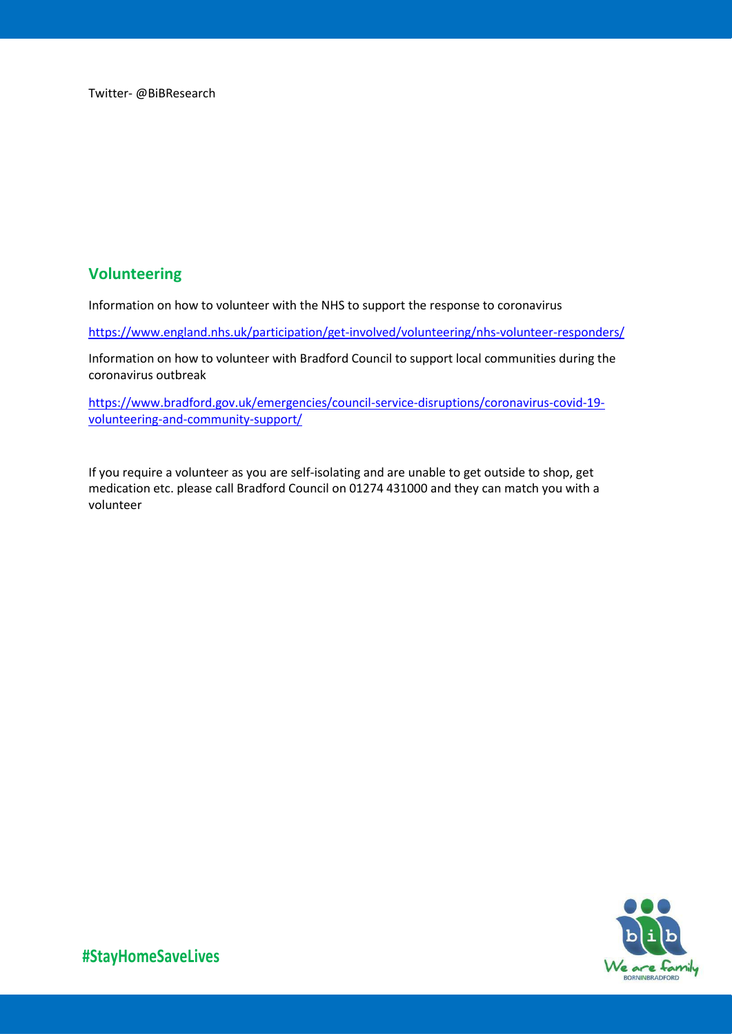Twitter- @BiBResearch

## Volunteering

Information on how to volunteer with the NHS to support the response to coronavirus

https://www.england.nhs.uk/participation/get-involved/volunteering/nhs-volunteer-responders/

Information on how to volunteer with Bradford Council to support local communities during the coronavirus outbreak

https://www.bradford.gov.uk/emergencies/council-service-disruptions/coronavirus-covid-19-volunteering-and-community-support/

If you require a volunteer as you are self-isolating and are unable to get outside to shop, get medication etc. please call Bradford Council on 01274 431000 and they can match you with a volunteer

#StayHomeSaveLives